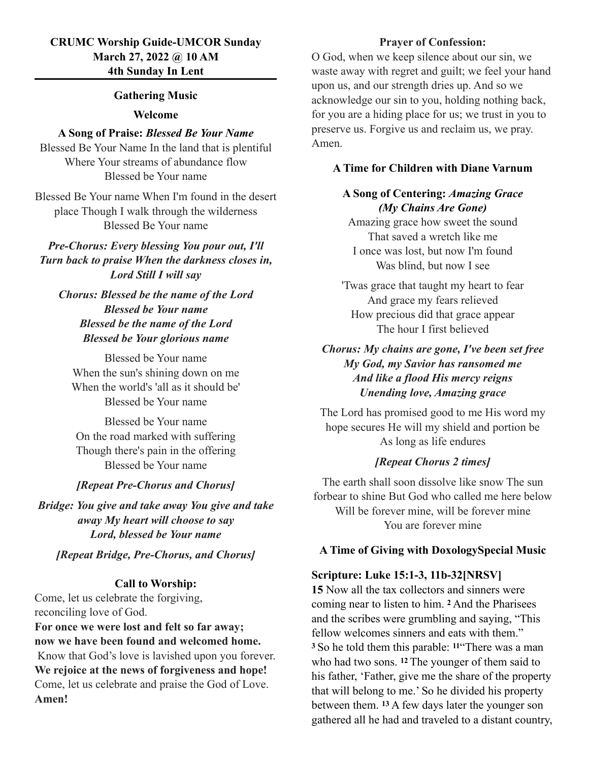**CRUMC Worship Guide-UMCOR Sunday**
**March 27, 2022 @ 10 AM**
**4th Sunday In Lent**

---

**Gathering Music**

**Welcome**

**A Song of Praise:** ***Blessed Be Your Name***

Blessed Be Your Name In the land that is plentiful
Where Your streams of abundance flow
Blessed be Your name

Blessed Be Your name When I'm found in the desert place Though I walk through the wilderness
Blessed Be Your name

***Pre-Chorus: Every blessing You pour out, I'll Turn back to praise When the darkness closes in, Lord Still I will say***

***Chorus: Blessed be the name of the Lord***
***Blessed be Your name***
***Blessed be the name of the Lord***
***Blessed be Your glorious name***

Blessed be Your name
When the sun's shining down on me
When the world's 'all as it should be'
Blessed be Your name

Blessed be Your name
On the road marked with suffering
Though there's pain in the offering
Blessed be Your name

***[Repeat Pre-Chorus and Chorus]***

***Bridge: You give and take away You give and take away My heart will choose to say***
***Lord, blessed be Your name***

***[Repeat Bridge, Pre-Chorus, and Chorus]***

**Call to Worship:**

Come, let us celebrate the forgiving, reconciling love of God.
**For once we were lost and felt so far away;**
**now we have been found and welcomed home.**
Know that God's love is lavished upon you forever.
**We rejoice at the news of forgiveness and hope!**
Come, let us celebrate and praise the God of Love.
**Amen!**

**Prayer of Confession:**

O God, when we keep silence about our sin, we waste away with regret and guilt; we feel your hand upon us, and our strength dries up. And so we acknowledge our sin to you, holding nothing back, for you are a hiding place for us; we trust in you to preserve us. Forgive us and reclaim us, we pray. Amen.

**A Time for Children with Diane Varnum**

**A Song of Centering:** ***Amazing Grace (My Chains Are Gone)***

Amazing grace how sweet the sound
That saved a wretch like me
I once was lost, but now I'm found
Was blind, but now I see

'Twas grace that taught my heart to fear
And grace my fears relieved
How precious did that grace appear
The hour I first believed

***Chorus: My chains are gone, I've been set free***
***My God, my Savior has ransomed me***
***And like a flood His mercy reigns***
***Unending love, Amazing grace***

The Lord has promised good to me His word my hope secures He will my shield and portion be
As long as life endures

***[Repeat Chorus 2 times]***

The earth shall soon dissolve like snow The sun forbear to shine But God who called me here below
Will be forever mine, will be forever mine
You are forever mine

**A Time of Giving with DoxologySpecial Music**

**Scripture: Luke 15:1-3, 11b-32[NRSV]**

**15** Now all the tax collectors and sinners were coming near to listen to him. **2** And the Pharisees and the scribes were grumbling and saying, "This fellow welcomes sinners and eats with them." **3** So he told them this parable: **11**"There was a man who had two sons. **12** The younger of them said to his father, 'Father, give me the share of the property that will belong to me.' So he divided his property between them. **13** A few days later the younger son gathered all he had and traveled to a distant country,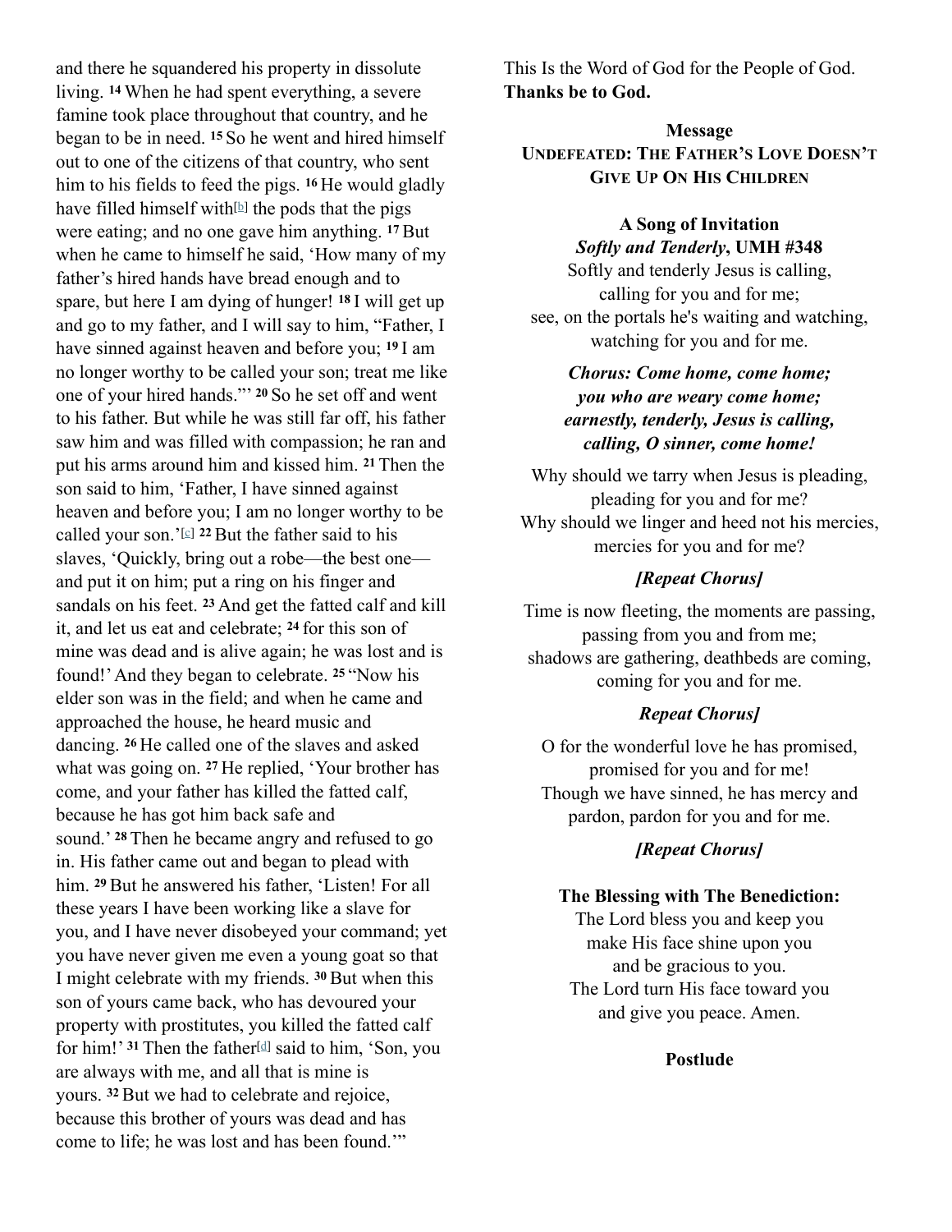and there he squandered his property in dissolute living. **14** When he had spent everything, a severe famine took place throughout that country, and he began to be in need. **15** So he went and hired himself out to one of the citizens of that country, who sent him to his fields to feed the pigs. **16** He would gladly have filled himself with[b] the pods that the pigs were eating; and no one gave him anything. **17** But when he came to himself he said, 'How many of my father's hired hands have bread enough and to spare, but here I am dying of hunger! **18** I will get up and go to my father, and I will say to him, "Father, I have sinned against heaven and before you; **19** I am no longer worthy to be called your son; treat me like one of your hired hands."' **20** So he set off and went to his father. But while he was still far off, his father saw him and was filled with compassion; he ran and put his arms around him and kissed him. **21** Then the son said to him, 'Father, I have sinned against heaven and before you; I am no longer worthy to be called your son.'[c] **22** But the father said to his slaves, 'Quickly, bring out a robe—the best one—and put it on him; put a ring on his finger and sandals on his feet. **23** And get the fatted calf and kill it, and let us eat and celebrate; **24** for this son of mine was dead and is alive again; he was lost and is found!' And they began to celebrate. **25** "Now his elder son was in the field; and when he came and approached the house, he heard music and dancing. **26** He called one of the slaves and asked what was going on. **27** He replied, 'Your brother has come, and your father has killed the fatted calf, because he has got him back safe and sound.' **28** Then he became angry and refused to go in. His father came out and began to plead with him. **29** But he answered his father, 'Listen! For all these years I have been working like a slave for you, and I have never disobeyed your command; yet you have never given me even a young goat so that I might celebrate with my friends. **30** But when this son of yours came back, who has devoured your property with prostitutes, you killed the fatted calf for him!' **31** Then the father[d] said to him, 'Son, you are always with me, and all that is mine is yours. **32** But we had to celebrate and rejoice, because this brother of yours was dead and has come to life; he was lost and has been found.'"

This Is the Word of God for the People of God.
**Thanks be to God.**

**Message**
**UNDEFEATED: THE FATHER'S LOVE DOESN'T GIVE UP ON HIS CHILDREN**

**A Song of Invitation**
***Softly and Tenderly*, UMH #348**

Softly and tenderly Jesus is calling,
calling for you and for me;
see, on the portals he's waiting and watching,
watching for you and for me.

***Chorus: Come home, come home;***
***you who are weary come home;***
***earnestly, tenderly, Jesus is calling,***
***calling, O sinner, come home!***

Why should we tarry when Jesus is pleading,
pleading for you and for me?
Why should we linger and heed not his mercies,
mercies for you and for me?

***[Repeat Chorus]***

Time is now fleeting, the moments are passing,
passing from you and from me;
shadows are gathering, deathbeds are coming,
coming for you and for me.

***Repeat Chorus]***

O for the wonderful love he has promised,
promised for you and for me!
Though we have sinned, he has mercy and
pardon, pardon for you and for me.

***[Repeat Chorus]***

**The Blessing with The Benediction:**
The Lord bless you and keep you
make His face shine upon you
and be gracious to you.
The Lord turn His face toward you
and give you peace. Amen.

**Postlude**